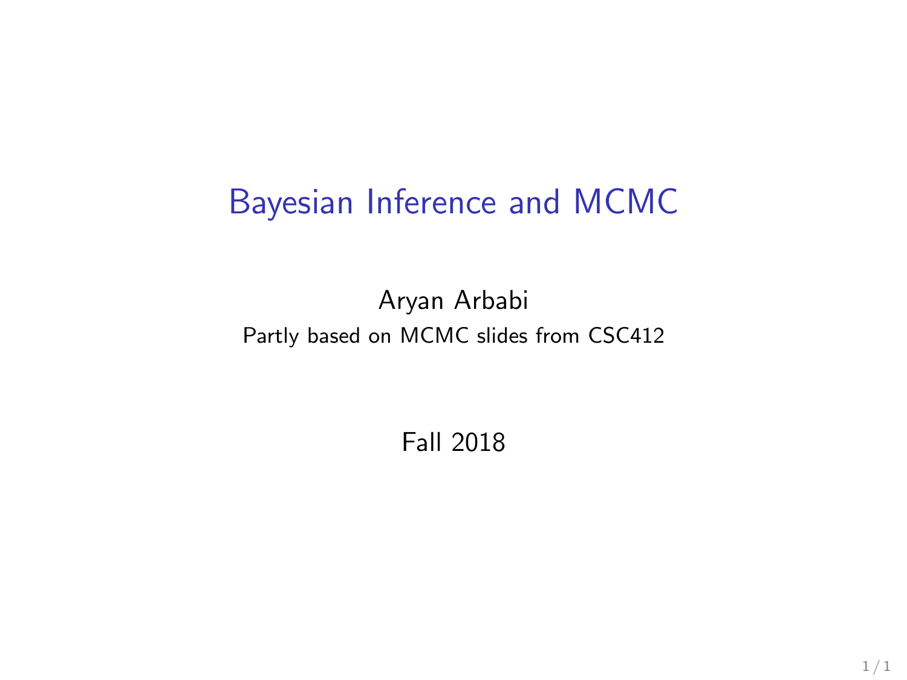# Bayesian Inference and MCMC

Aryan Arbabi

Partly based on MCMC slides from CSC412

Fall 2018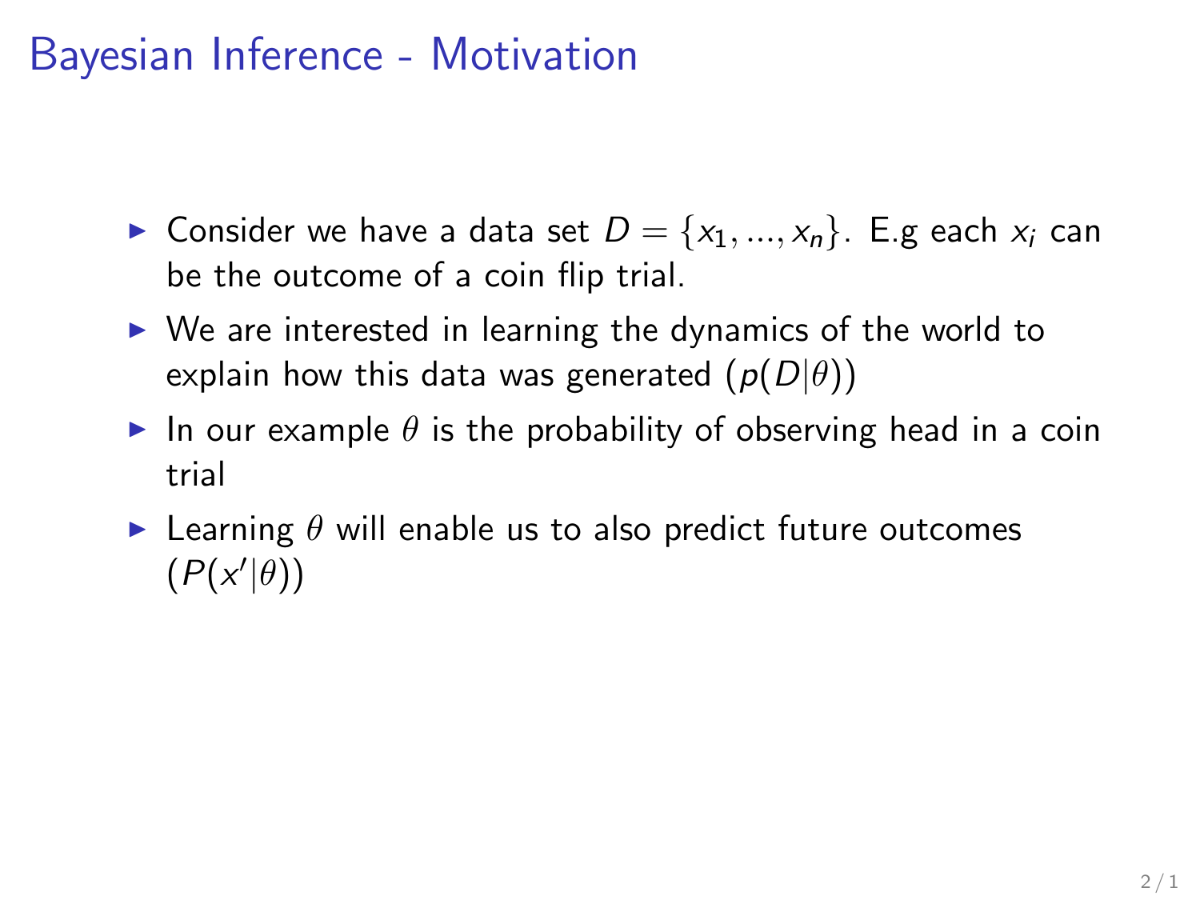# Bayesian Inference - Motivation

- Consider we have a data set $D = \{x_1, ..., x_n\}$. E.g each $x_i$ can be the outcome of a coin flip trial.
- We are interested in learning the dynamics of the world to explain how this data was generated ($p(D|\theta)$)
- In our example $\theta$ is the probability of observing head in a coin trial
- Learning $\theta$ will enable us to also predict future outcomes ($P(x'|\theta)$)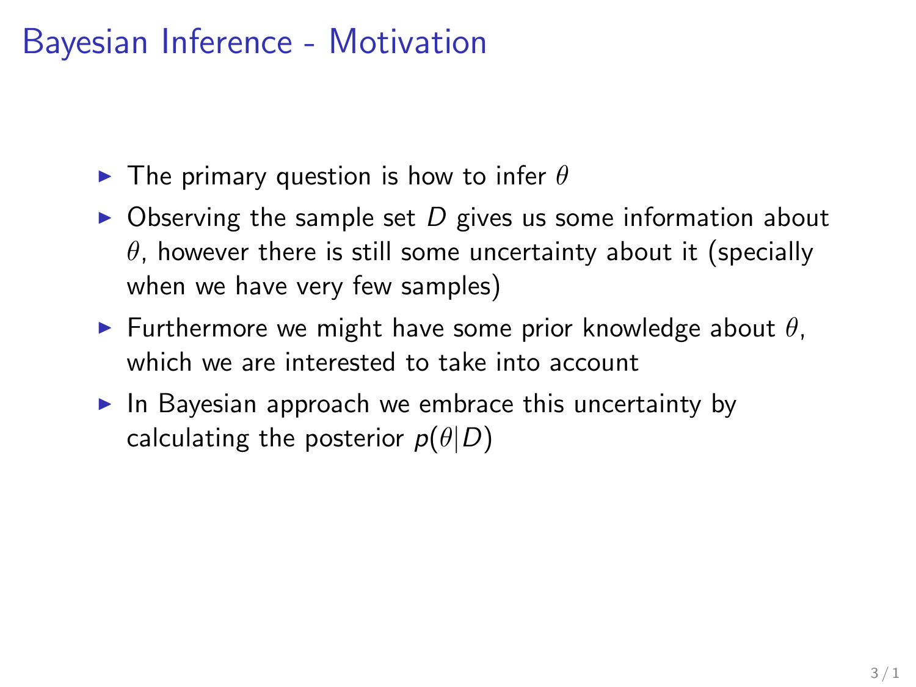# Bayesian Inference - Motivation

- The primary question is how to infer $\theta$
- Observing the sample set $D$ gives us some information about $\theta$, however there is still some uncertainty about it (specially when we have very few samples)
- Furthermore we might have some prior knowledge about $\theta$, which we are interested to take into account
- In Bayesian approach we embrace this uncertainty by calculating the posterior $p(\theta|D)$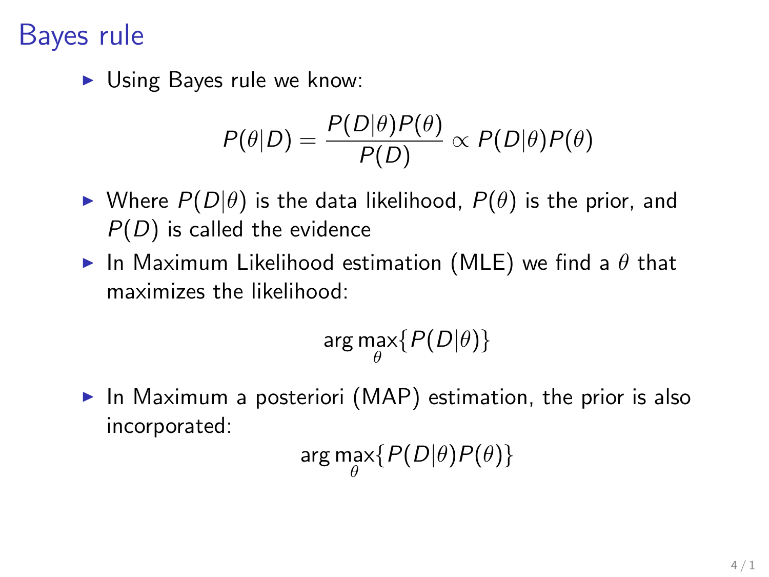# Bayes rule

- Using Bayes rule we know:

$$P(\theta|D) = \frac{P(D|\theta)P(\theta)}{P(D)} \propto P(D|\theta)P(\theta)$$

- Where $P(D|\theta)$ is the data likelihood, $P(\theta)$ is the prior, and $P(D)$ is called the evidence
- In Maximum Likelihood estimation (MLE) we find a $\theta$ that maximizes the likelihood:

$$\arg\max_{\theta}\{P(D|\theta)\}$$

- In Maximum a posteriori (MAP) estimation, the prior is also incorporated:

$$\arg\max_{\theta}\{P(D|\theta)P(\theta)\}$$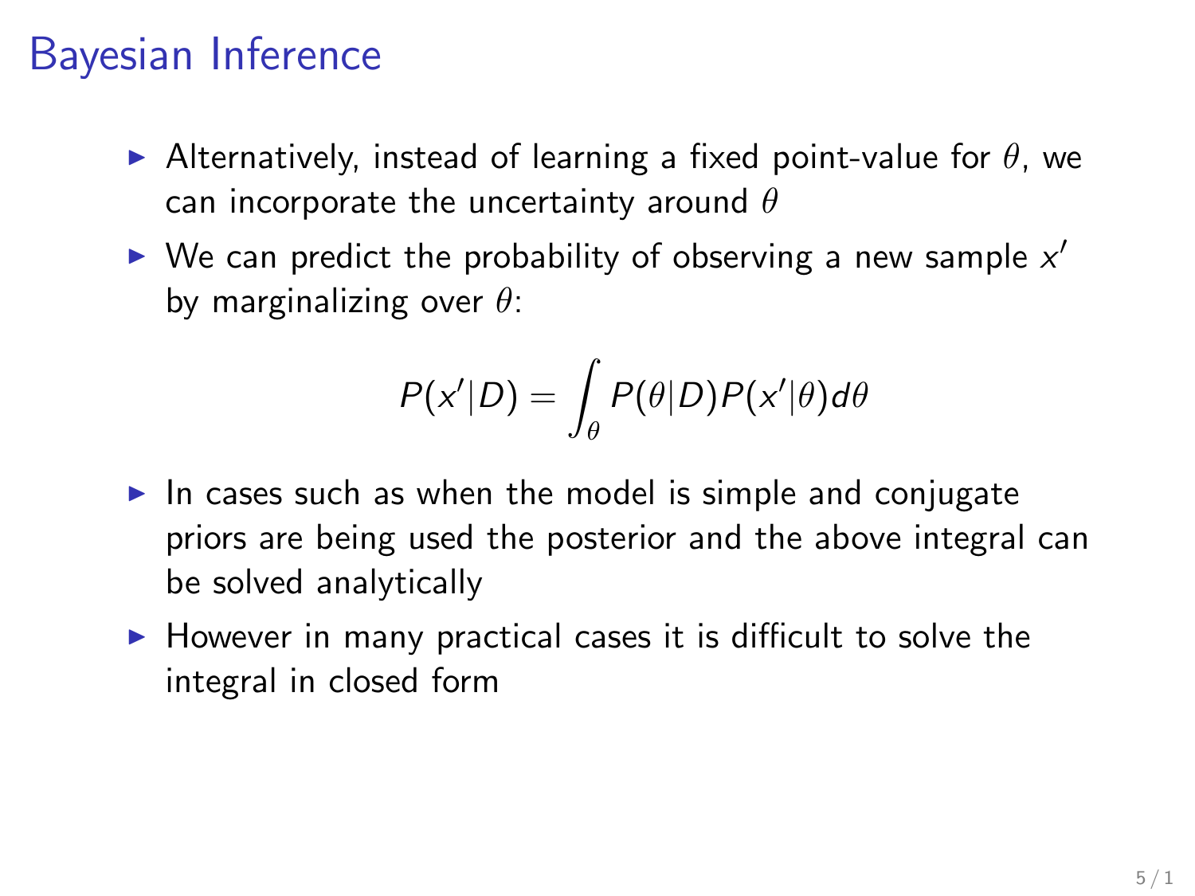# Bayesian Inference

- Alternatively, instead of learning a fixed point-value for $\theta$, we can incorporate the uncertainty around $\theta$
- We can predict the probability of observing a new sample $x'$ by marginalizing over $\theta$:

$$P(x'|D) = \int_{\theta} P(\theta|D)P(x'|\theta)d\theta$$

- In cases such as when the model is simple and conjugate priors are being used the posterior and the above integral can be solved analytically
- However in many practical cases it is difficult to solve the integral in closed form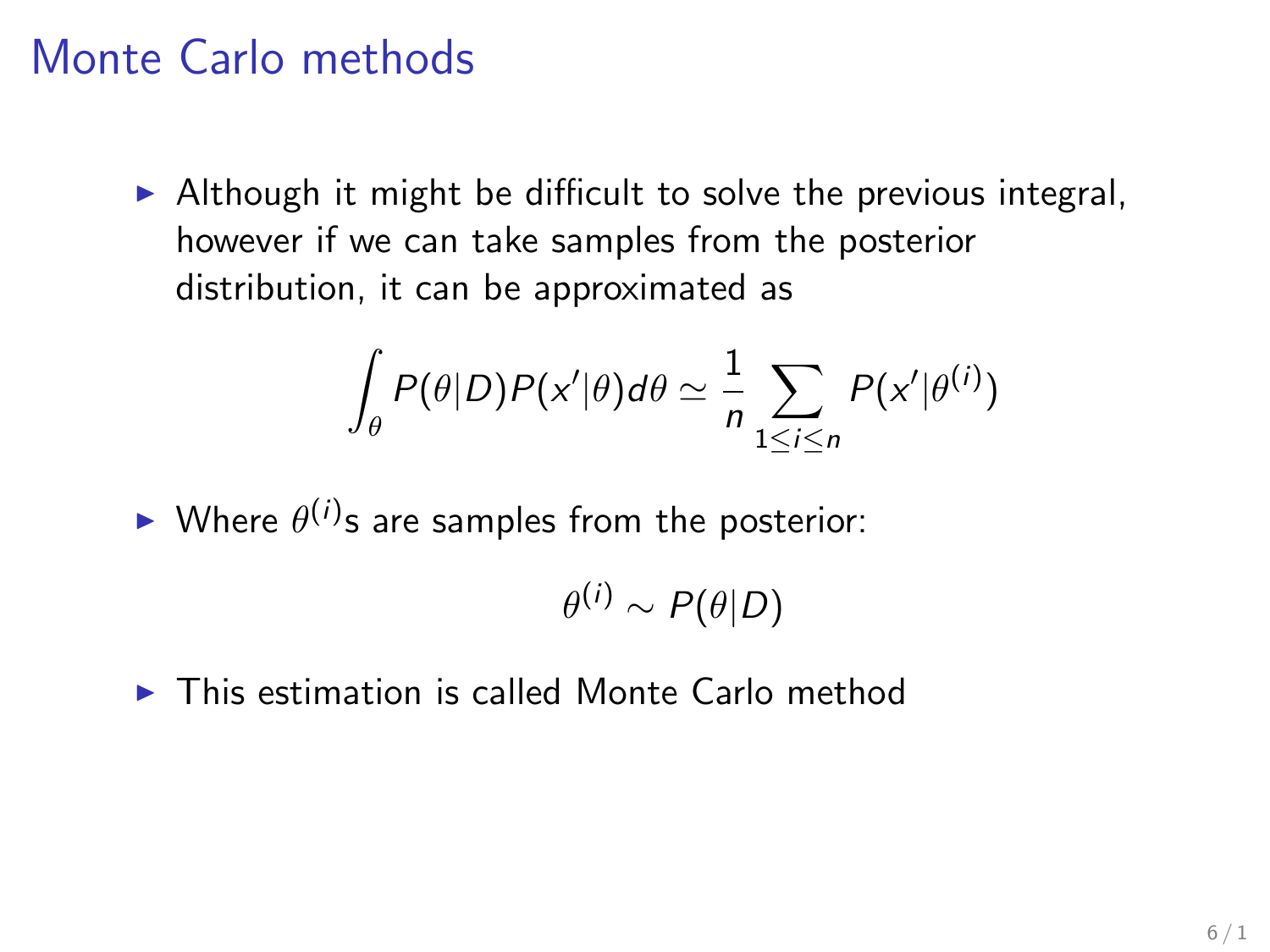# Monte Carlo methods

- Although it might be difficult to solve the previous integral, however if we can take samples from the posterior distribution, it can be approximated as

$$\int_{\theta} P(\theta|D)P(x'|\theta)d\theta \simeq \frac{1}{n} \sum_{1 \leq i \leq n} P(x'|\theta^{(i)})$$

- Where $\theta^{(i)}$s are samples from the posterior:

$$\theta^{(i)} \sim P(\theta|D)$$

- This estimation is called Monte Carlo method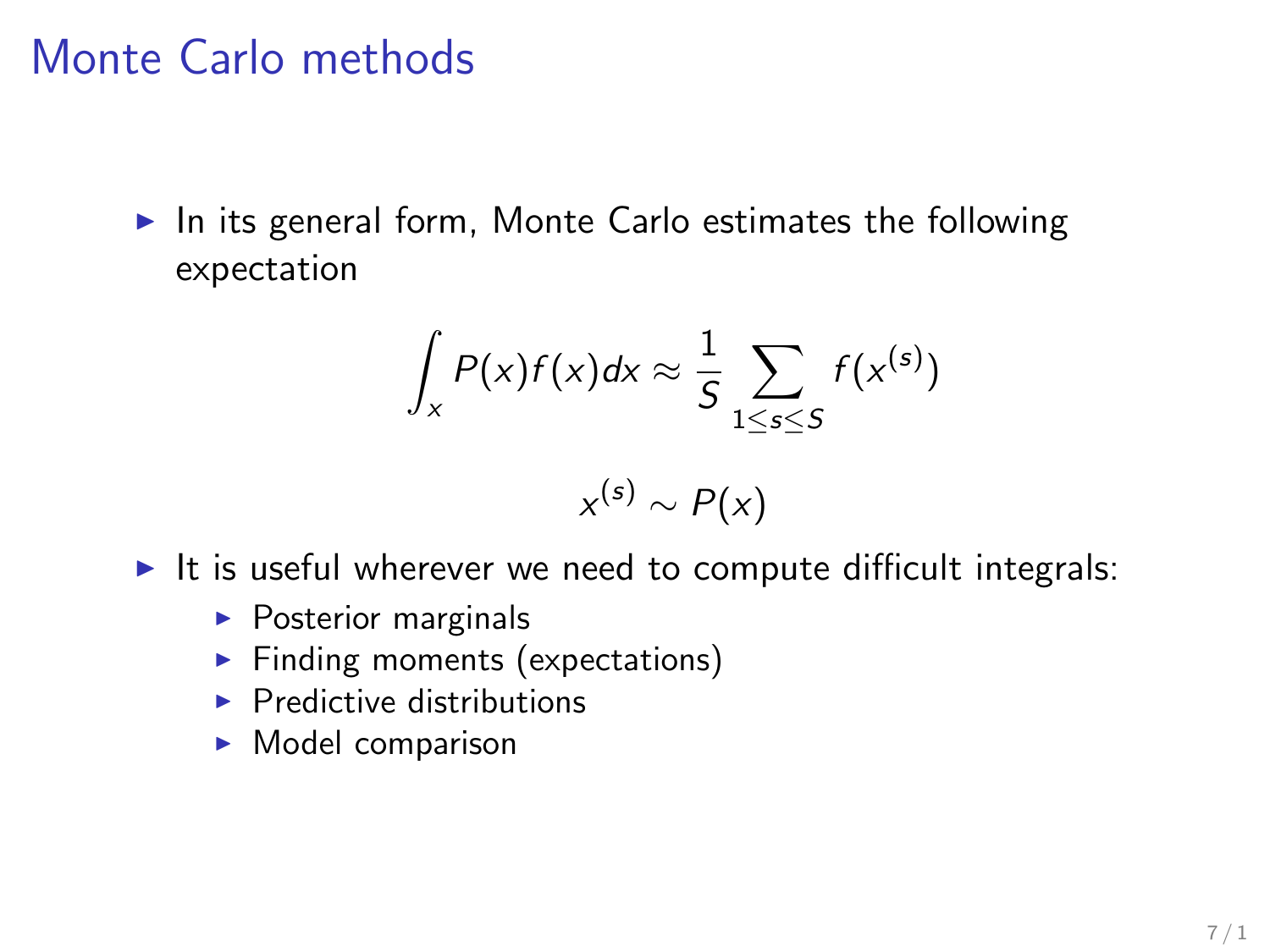# Monte Carlo methods

- In its general form, Monte Carlo estimates the following expectation

$$\int_x P(x)f(x)dx \approx \frac{1}{S} \sum_{1 \leq s \leq S} f(x^{(s)})$$

$$x^{(s)} \sim P(x)$$

- It is useful wherever we need to compute difficult integrals:
  - Posterior marginals
  - Finding moments (expectations)
  - Predictive distributions
  - Model comparison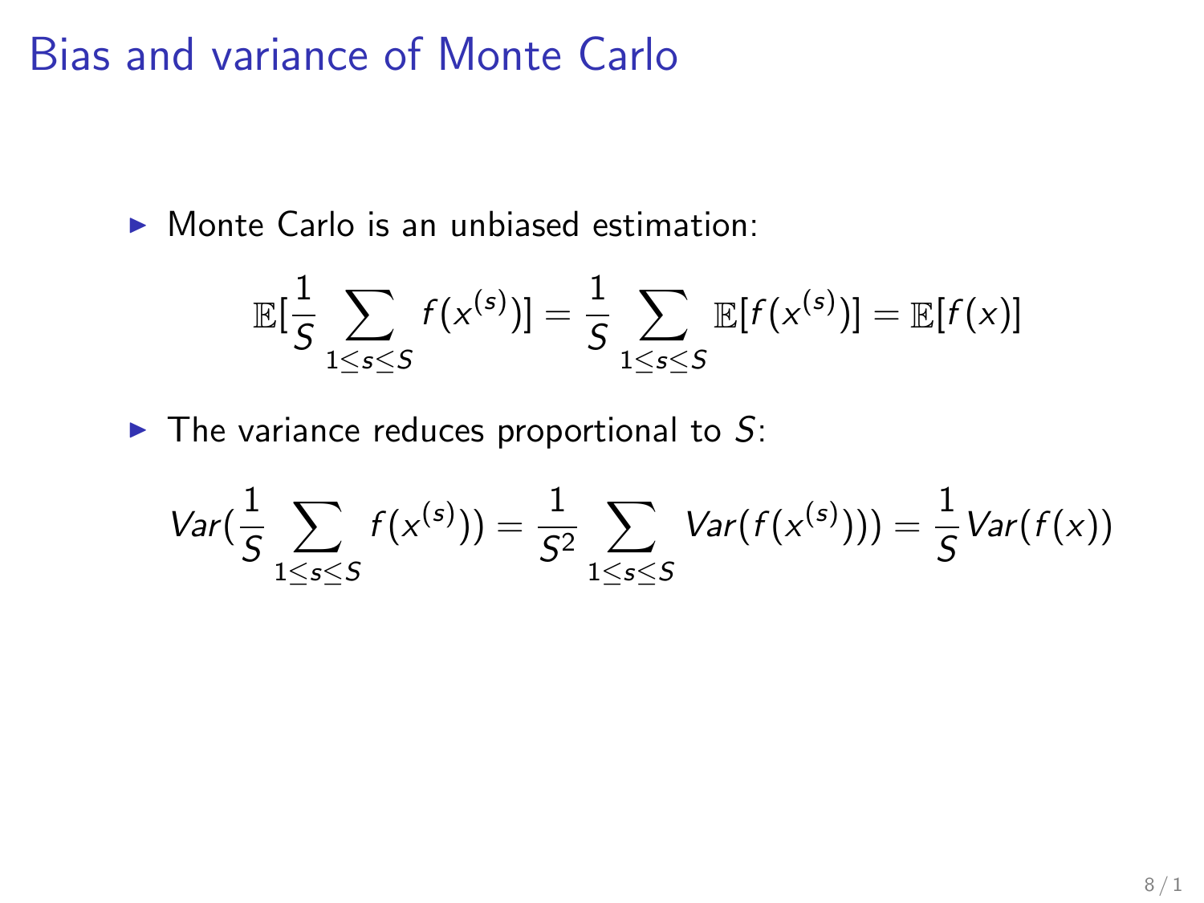# Bias and variance of Monte Carlo

- Monte Carlo is an unbiased estimation:

$$\mathbb{E}[\frac{1}{S}\sum_{1\leq s\leq S} f(x^{(s)})] = \frac{1}{S}\sum_{1\leq s\leq S}\mathbb{E}[f(x^{(s)})] = \mathbb{E}[f(x)]$$

- The variance reduces proportional to $S$:

$$Var(\frac{1}{S}\sum_{1\leq s\leq S} f(x^{(s)})) = \frac{1}{S^2}\sum_{1\leq s\leq S} Var(f(x^{(s)}))) = \frac{1}{S}Var(f(x))$$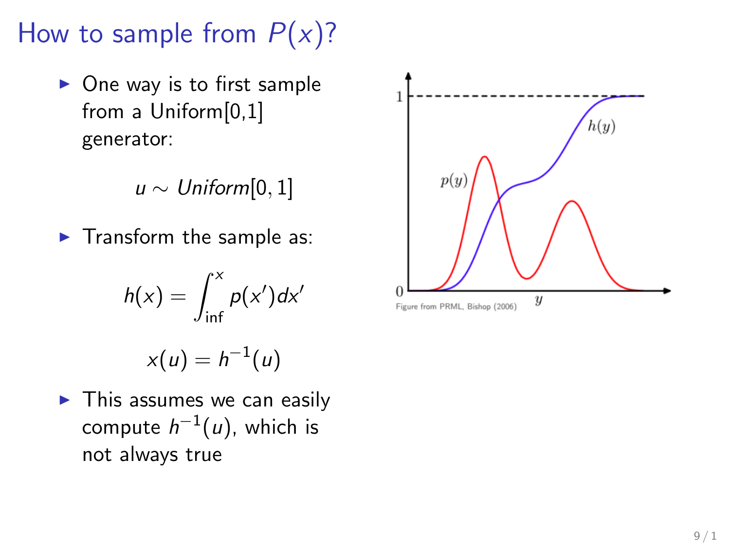# How to sample from $P(x)$?

- One way is to first sample from a Uniform[0,1] generator:

$$u \sim Uniform[0, 1]$$

- Transform the sample as:

$$h(x) = \int_{\inf}^{x} p(x')dx'$$

$$x(u) = h^{-1}(u)$$

- This assumes we can easily compute $h^{-1}(u)$, which is not always true

Figure from PRML, Bishop (2006)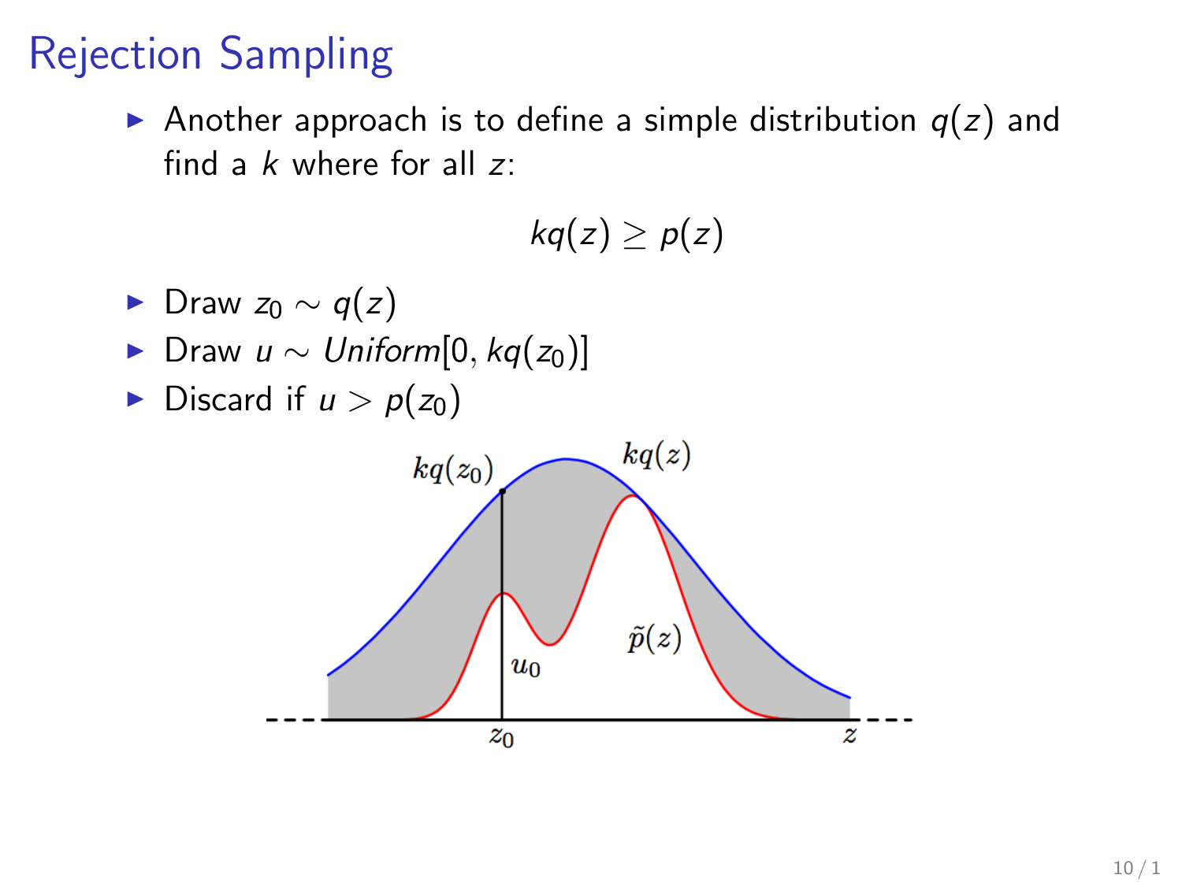# Rejection Sampling

- Another approach is to define a simple distribution $q(z)$ and find a $k$ where for all $z$:

$$kq(z) \geq p(z)$$

- Draw $z_0 \sim q(z)$
- Draw $u \sim Uniform[0, kq(z_0)]$
- Discard if $u > p(z_0)$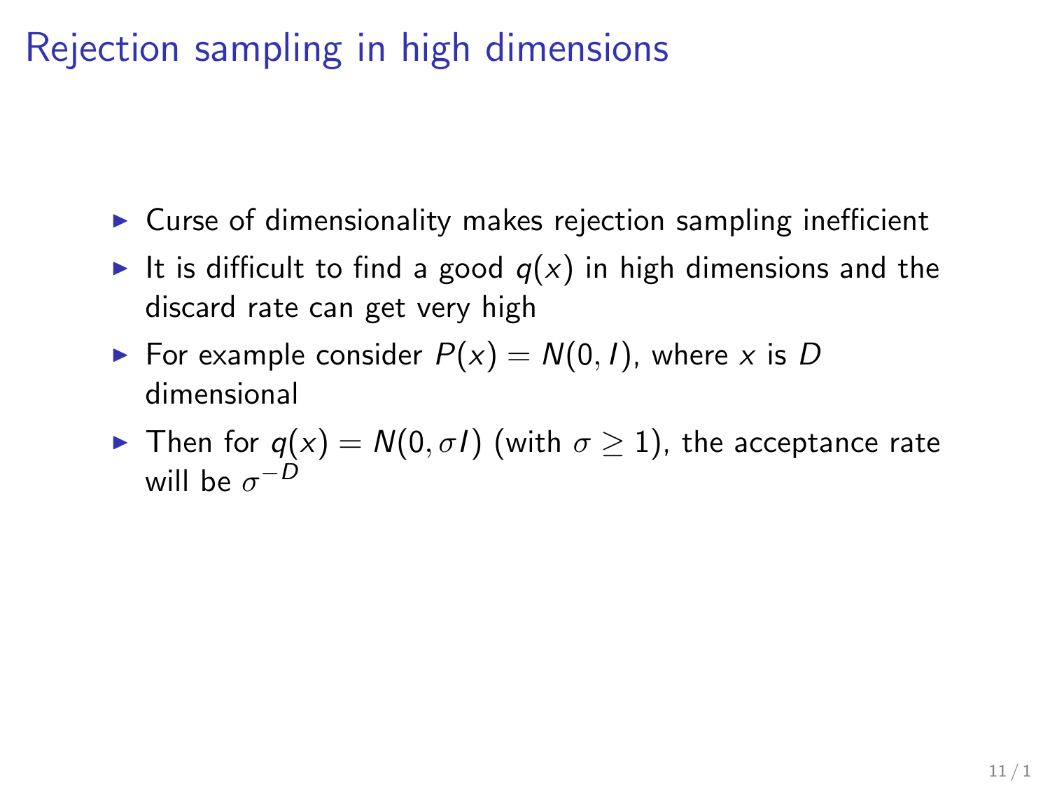# Rejection sampling in high dimensions

- Curse of dimensionality makes rejection sampling inefficient
- It is difficult to find a good $q(x)$ in high dimensions and the discard rate can get very high
- For example consider $P(x) = N(0, I)$, where $x$ is $D$ dimensional
- Then for $q(x) = N(0, \sigma I)$ (with $\sigma \geq 1$), the acceptance rate will be $\sigma^{-D}$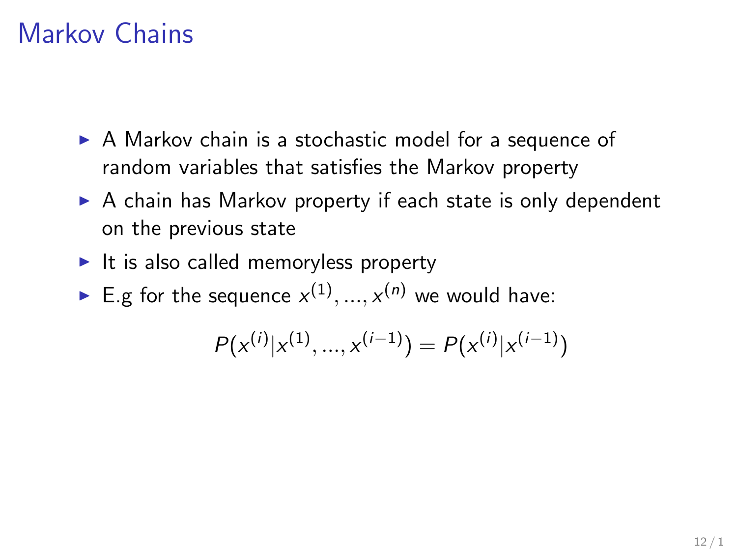# Markov Chains

- A Markov chain is a stochastic model for a sequence of random variables that satisfies the Markov property
- A chain has Markov property if each state is only dependent on the previous state
- It is also called memoryless property
- E.g for the sequence $x^{(1)}, ..., x^{(n)}$ we would have:

$$P(x^{(i)}|x^{(1)}, ..., x^{(i-1)}) = P(x^{(i)}|x^{(i-1)})$$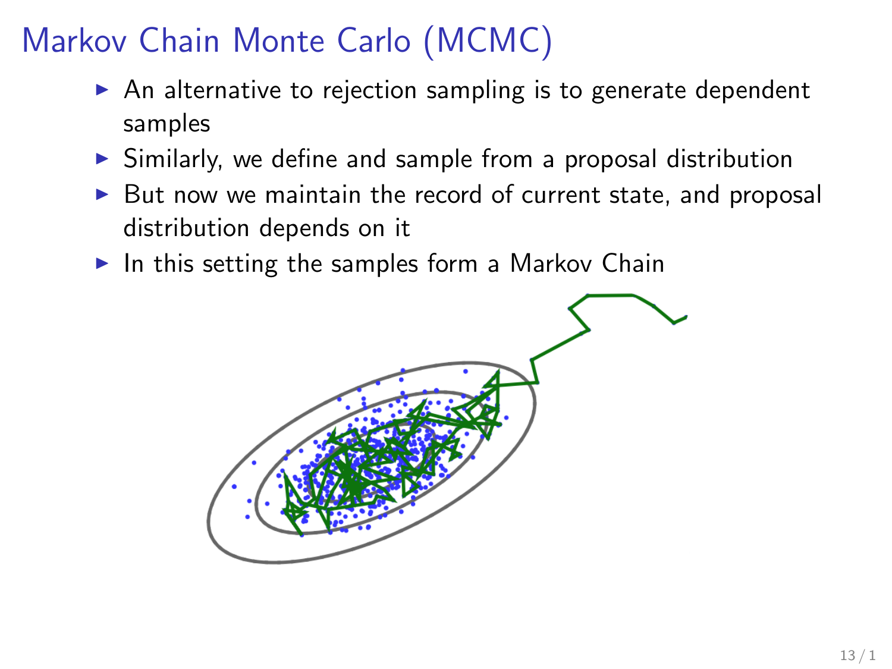# Markov Chain Monte Carlo (MCMC)

- An alternative to rejection sampling is to generate dependent samples
- Similarly, we define and sample from a proposal distribution
- But now we maintain the record of current state, and proposal distribution depends on it
- In this setting the samples form a Markov Chain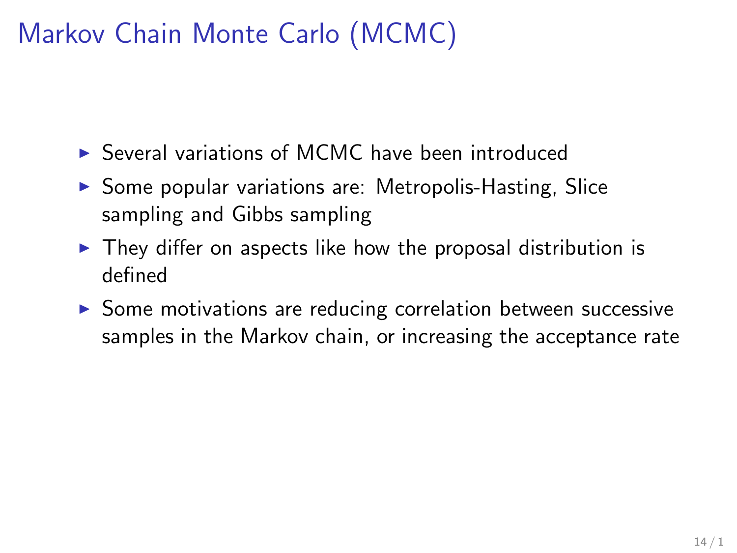# Markov Chain Monte Carlo (MCMC)

- Several variations of MCMC have been introduced
- Some popular variations are: Metropolis-Hasting, Slice sampling and Gibbs sampling
- They differ on aspects like how the proposal distribution is defined
- Some motivations are reducing correlation between successive samples in the Markov chain, or increasing the acceptance rate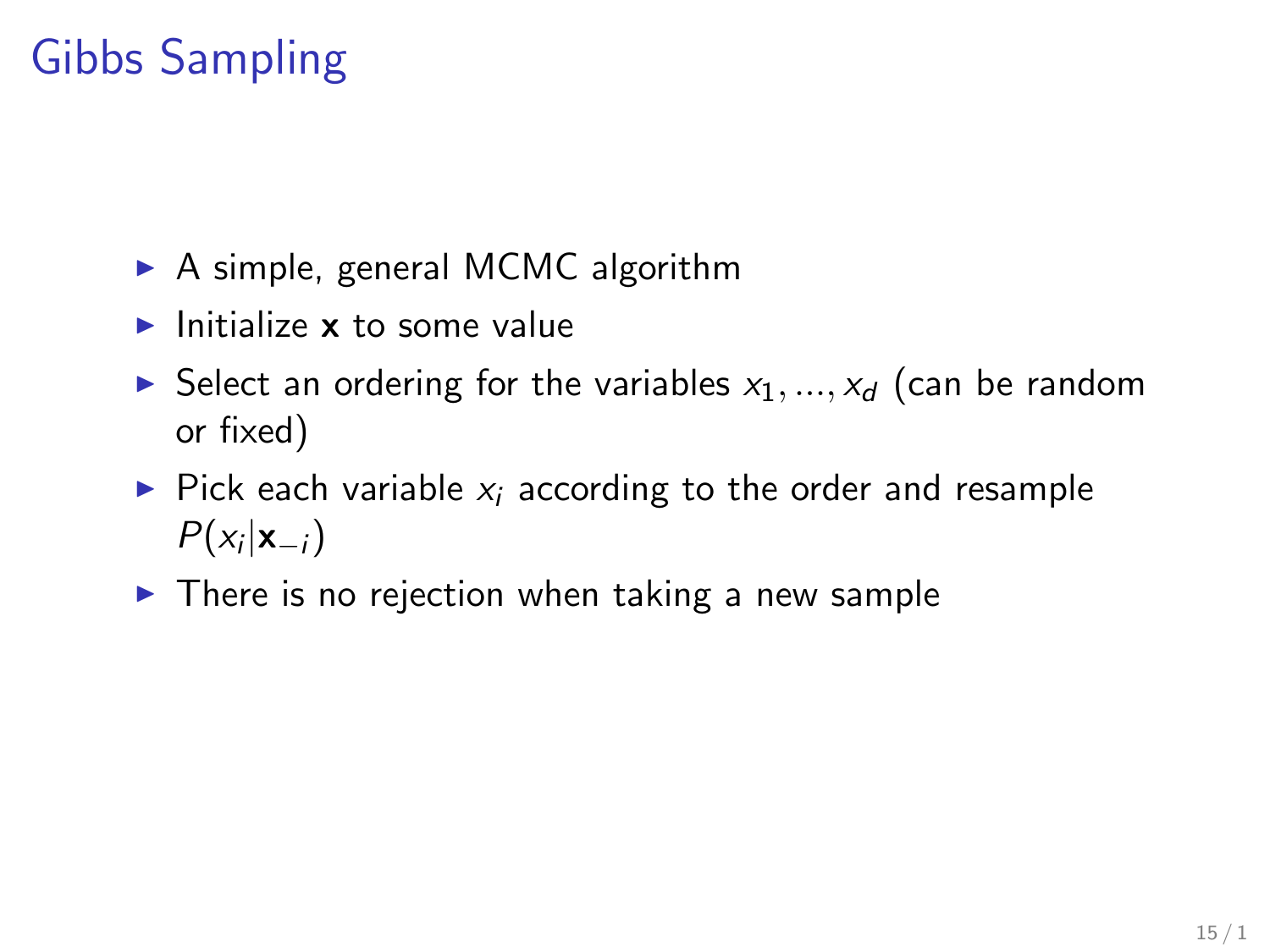# Gibbs Sampling

- A simple, general MCMC algorithm
- Initialize $\mathbf{x}$ to some value
- Select an ordering for the variables $x_1, ..., x_d$ (can be random or fixed)
- Pick each variable $x_i$ according to the order and resample $P(x_i|\mathbf{x}_{-i})$
- There is no rejection when taking a new sample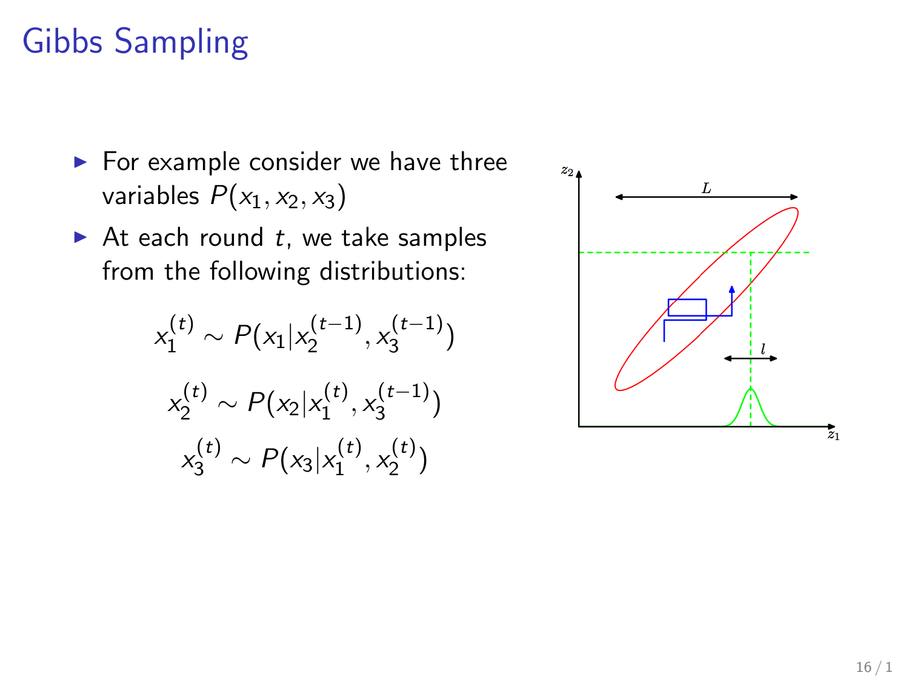# Gibbs Sampling

- For example consider we have three variables $P(x_1, x_2, x_3)$
- At each round $t$, we take samples from the following distributions:

$$x_1^{(t)} \sim P(x_1 | x_2^{(t-1)}, x_3^{(t-1)})$$

$$x_2^{(t)} \sim P(x_2 | x_1^{(t)}, x_3^{(t-1)})$$

$$x_3^{(t)} \sim P(x_3 | x_1^{(t)}, x_2^{(t)})$$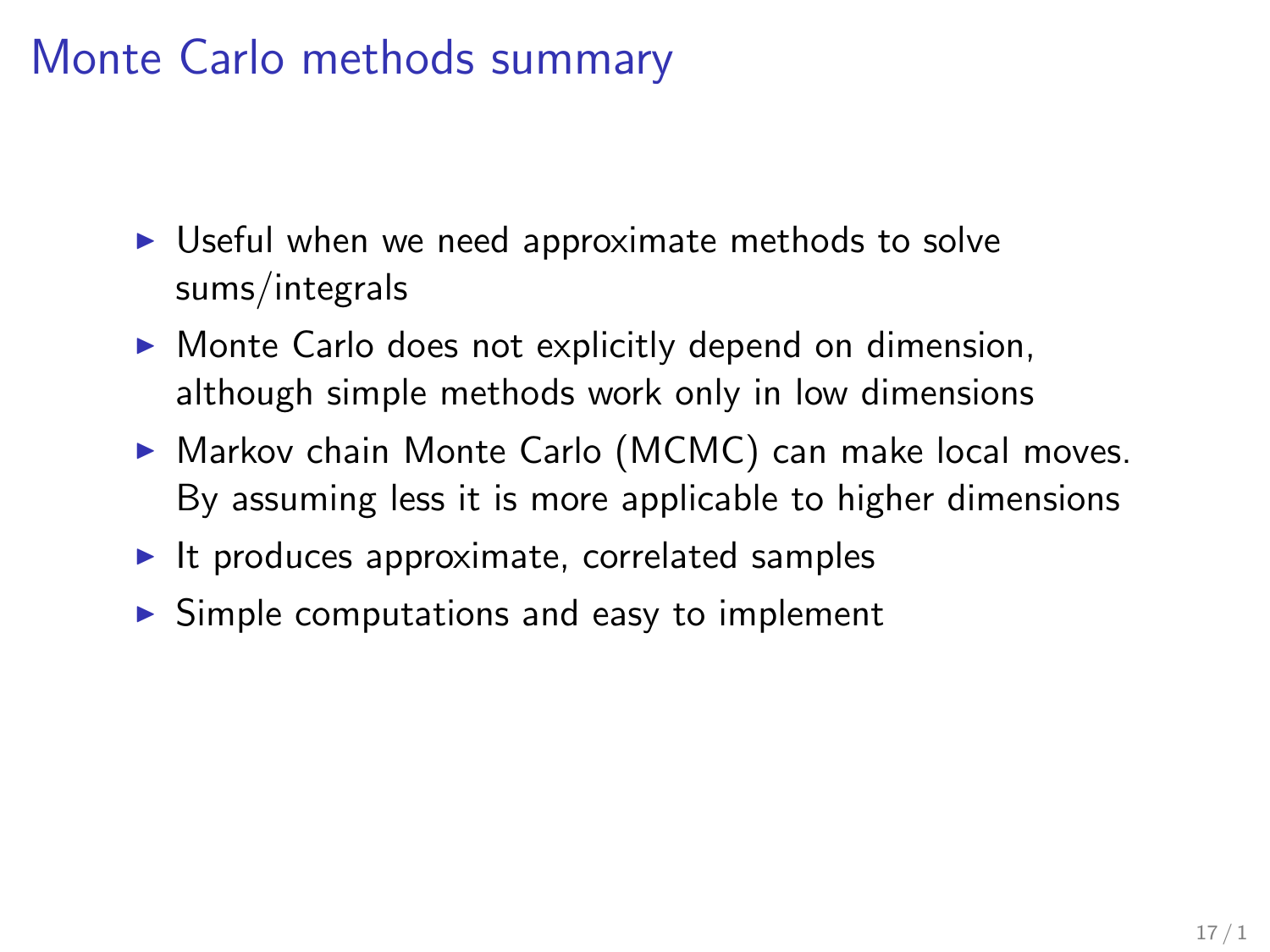# Monte Carlo methods summary

- Useful when we need approximate methods to solve sums/integrals
- Monte Carlo does not explicitly depend on dimension, although simple methods work only in low dimensions
- Markov chain Monte Carlo (MCMC) can make local moves. By assuming less it is more applicable to higher dimensions
- It produces approximate, correlated samples
- Simple computations and easy to implement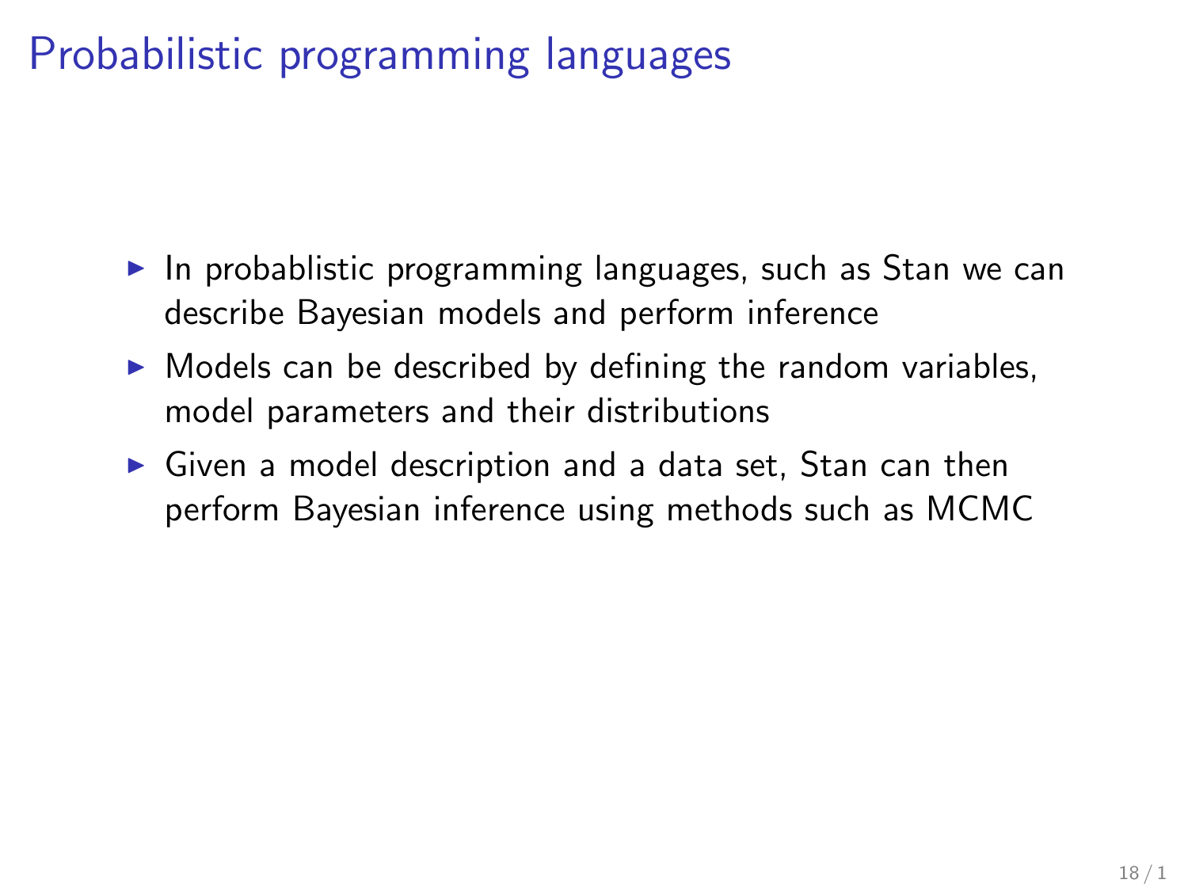# Probabilistic programming languages

- In probablistic programming languages, such as Stan we can describe Bayesian models and perform inference
- Models can be described by defining the random variables, model parameters and their distributions
- Given a model description and a data set, Stan can then perform Bayesian inference using methods such as MCMC